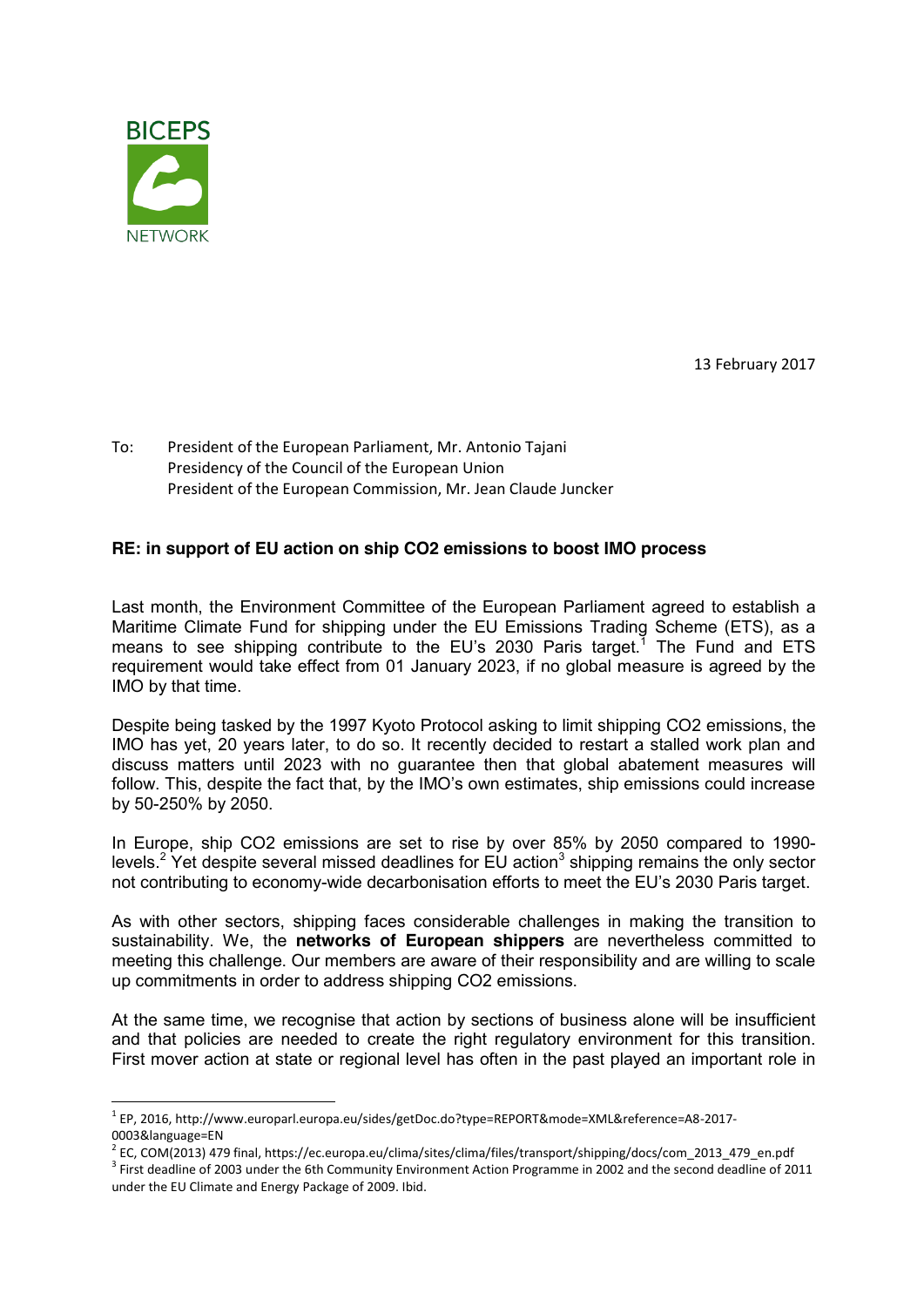BICEPS NETWORK

13 February 2017

To: President of the European Parliament, Mr. Antonio Tajani
Presidency of the Council of the European Union
President of the European Commission, Mr. Jean Claude Juncker

**RE: in support of EU action on ship $CO_2$ emissions to boost IMO process**

Last month, the Environment Committee of the European Parliament agreed to establish a Maritime Climate Fund for shipping under the EU Emissions Trading Scheme (ETS), as a means to see shipping contribute to the EU's 2030 Paris target.[1] The Fund and ETS requirement would take effect from 01 January 2023, if no global measure is agreed by the IMO by that time.

Despite being tasked by the 1997 Kyoto Protocol asking to limit shipping $CO_2$ emissions, the IMO has yet, 20 years later, to do so. It recently decided to restart a stalled work plan and discuss matters until 2023 with no guarantee then that global abatement measures will follow. This, despite the fact that, by the IMO's own estimates, ship emissions could increase by 50-250% by 2050.

In Europe, ship $CO_2$ emissions are set to rise by over 85% by 2050 compared to 1990-levels.[2] Yet despite several missed deadlines for EU action[3] shipping remains the only sector not contributing to economy-wide decarbonisation efforts to meet the EU's 2030 Paris target.

As with other sectors, shipping faces considerable challenges in making the transition to sustainability. We, the **networks of European shippers** are nevertheless committed to meeting this challenge. Our members are aware of their responsibility and are willing to scale up commitments in order to address shipping $CO_2$ emissions.

At the same time, we recognise that action by sections of business alone will be insufficient and that policies are needed to create the right regulatory environment for this transition. First mover action at state or regional level has often in the past played an important role in

---

[1] EP, 2016, http://www.europarl.europa.eu/sides/getDoc.do?type=REPORT&mode=XML&reference=A8-2017-0003&language=EN

[2] EC, COM(2013) 479 final, https://ec.europa.eu/clima/sites/clima/files/transport/shipping/docs/com_2013_479_en.pdf

[3] First deadline of 2003 under the 6th Community Environment Action Programme in 2002 and the second deadline of 2011 under the EU Climate and Energy Package of 2009. Ibid.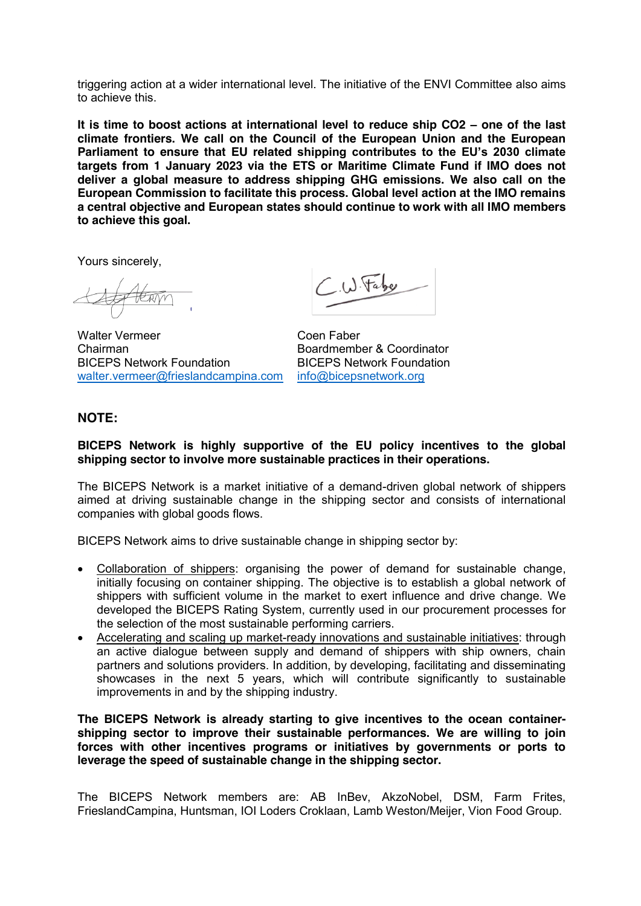triggering action at a wider international level. The initiative of the ENVI Committee also aims to achieve this.

**It is time to boost actions at international level to reduce ship $CO_2$ – one of the last climate frontiers. We call on the Council of the European Union and the European Parliament to ensure that EU related shipping contributes to the EU's 2030 climate targets from 1 January 2023 via the ETS or Maritime Climate Fund if IMO does not deliver a global measure to address shipping GHG emissions. We also call on the European Commission to facilitate this process. Global level action at the IMO remains a central objective and European states should continue to work with all IMO members to achieve this goal.**

Yours sincerely,

Walter Vermeer
Chairman
BICEPS Network Foundation
walter.vermeer@frieslandcampina.com

Coen Faber
Boardmember & Coordinator
BICEPS Network Foundation
info@bicepsnetwork.org

## NOTE:

**BICEPS Network is highly supportive of the EU policy incentives to the global shipping sector to involve more sustainable practices in their operations.**

The BICEPS Network is a market initiative of a demand-driven global network of shippers aimed at driving sustainable change in the shipping sector and consists of international companies with global goods flows.

BICEPS Network aims to drive sustainable change in shipping sector by:

- Collaboration of shippers: organising the power of demand for sustainable change, initially focusing on container shipping. The objective is to establish a global network of shippers with sufficient volume in the market to exert influence and drive change. We developed the BICEPS Rating System, currently used in our procurement processes for the selection of the most sustainable performing carriers.
- Accelerating and scaling up market-ready innovations and sustainable initiatives: through an active dialogue between supply and demand of shippers with ship owners, chain partners and solutions providers. In addition, by developing, facilitating and disseminating showcases in the next 5 years, which will contribute significantly to sustainable improvements in and by the shipping industry.

**The BICEPS Network is already starting to give incentives to the ocean container-shipping sector to improve their sustainable performances. We are willing to join forces with other incentives programs or initiatives by governments or ports to leverage the speed of sustainable change in the shipping sector.**

The BICEPS Network members are: AB InBev, AkzoNobel, DSM, Farm Frites, FrieslandCampina, Huntsman, IOI Loders Croklaan, Lamb Weston/Meijer, Vion Food Group.